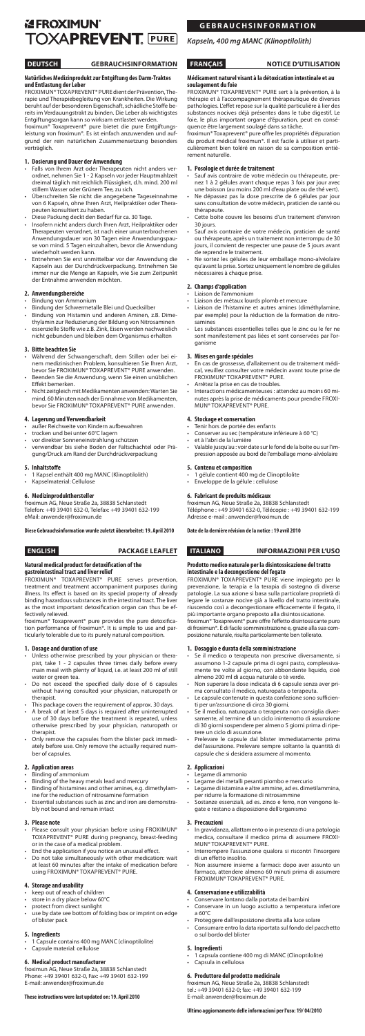# FROXIMUN® TOXAPREVENT® PURE

## GEBRAUCHSINFORMATION

*Kapseln, 400 mg MANC (Klinoptilolith)*

## DEUTSCH — GEBRAUCHSINFORMATION

**Natürliches Medizinprodukt zur Entgiftung des Darm-Traktes und Entlastung der Leber**

FROXIMUN® TOXAPREVENT® PURE dient der Prävention, Therapie und Therapiebegleitung von Krankheiten. Die Wirkung beruht auf der besonderen Eigenschaft, schädliche Stoffe bereits im Verdauungstrakt zu binden. Die Leber als wichtigstes Entgiftungsorgan kann so wirksam entlastet werden.

froximun® Toxaprevent® pure bietet die pure Entgiftungsleistung von froximun®. Es ist einfach anzuwenden und aufgrund der rein natürlichen Zusammensetzung besonders verträglich.

### 1. Dosierung und Dauer der Anwendung

- Falls von Ihrem Arzt oder Therapeuten nicht anders verordnet, nehmen Sie 1 - 2 Kapseln vor jeder Hauptmahlzeit dreimal täglich mit reichlich Flüssigkeit, d.h. mind. 200 ml stillem Wasser oder Grünem Tee, zu sich.
- Überschreiten Sie nicht die angegebene Tageseinnahme von 6 Kapseln, ohne Ihren Arzt, Heilpraktiker oder Therapeuten konsultiert zu haben.
- Diese Packung deckt den Bedarf für ca. 30 Tage.
- Insofern nicht anders durch Ihren Arzt, Heilpraktiker oder Therapeuten verordnet, ist nach einer ununterbrochenen Anwendungsdauer von 30 Tagen eine Anwendungspause von mind. 5 Tagen einzuhalten, bevor die Anwendung wiederholt werden kann.
- Entnehmen Sie erst unmittelbar vor der Anwendung die Kapseln aus der Durchdrückverpackung. Entnehmen Sie immer nur die Menge an Kapseln, wie Sie zum Zeitpunkt der Entnahme anwenden möchten.

### 2. Anwendungsbereiche

- Bindung von Ammonium
- Bindung der Schwermetalle Blei und Quecksilber
- Bindung von Histamin und anderen Aminen, z.B. Dimethylamin zur Reduzierung der Bildung von Nitrosaminen
- essenzielle Stoffe wie z.B. Zink, Eisen werden nachweislich nicht gebunden und bleiben dem Organismus erhalten

### 3. Bitte beachten Sie

- Während der Schwangerschaft, dem Stillen oder bei einem medizinischen Problem, konsultieren Sie Ihren Arzt, bevor Sie FROXIMUN® TOXAPREVENT® PURE anwenden.
- Beenden Sie die Anwendung, wenn Sie einen unüblichen Effekt bemerken.
- Nicht zeitgleich mit Medikamenten anwenden: Warten Sie mind. 60 Minuten nach der Einnahme von Medikamenten, bevor Sie FROXIMUN® TOXAPREVENT® PURE anwenden.

### 4. Lagerung und Verwendbarkeit

- außer Reichweite von Kindern aufbewahren
- trocken und bei unter 60°C lagern
- vor direkter Sonneneinstrahlung schützen
- verwendbar bis siehe Boden der Faltschachtel oder Prägung/Druck am Rand der Durchdrückverpackung

### 5. Inhaltsstoffe

- 1 Kapsel enthält 400 mg MANC (Klinoptilolith)
- Kapselmaterial: Cellulose

### 6. Medizinproduktehersteller

froximun AG, Neue Straße 2a, 38838 Schlanstedt
Telefon: +49 39401 632-0, Telefax: +49 39401 632-199
eMail: anwender@froximun.de

**Diese Gebrauchsinformation wurde zuletzt überarbeitet: 19. April 2010**

## ENGLISH — PACKAGE LEAFLET

**Natural medical product for detoxification of the gastrointestinal tract and liver relief**

FROXIMUN® TOXAPREVENT® PURE serves prevention, treatment and treatment accompaniment purposes during illness. Its effect is based on its special property of already binding hazardous substances in the intestinal tract. The liver as the most important detoxification organ can thus be effectively relieved.

froximun® Toxaprevent® pure provides the pure detoxification performance of froximun®. It is simple to use and particularly tolerable due to its purely natural composition.

### 1. Dosage and duration of use

- Unless otherwise prescribed by your physician or therapist, take 1 - 2 capsules three times daily before every main meal with plenty of liquid, i.e. at least 200 ml of still water or green tea.
- Do not exceed the specified daily dose of 6 capsules without having consulted your physician, naturopath or therapist.
- This package covers the requirement of approx. 30 days.
- A break of at least 5 days is required after uninterrupted use of 30 days before the treatment is repeated, unless otherwise prescribed by your physician, naturopath or therapist.
- Only remove the capsules from the blister pack immediately before use. Only remove the actually required number of capsules.

### 2. Application areas

- Binding of ammonium
- Binding of the heavy metals lead and mercury
- Binding of histamines and other amines, e.g. dimethylamine for the reduction of nitrosamine formation
- Essential substances such as zinc and iron are demonstrably not bound and remain intact

### 3. Please note

- Please consult your physician before using FROXIMUN® TOXAPREVENT® PURE during pregnancy, breast-feeding or in the case of a medical problem.
- End the application if you notice an unusual effect.
- Do not take simultaneously with other medication: wait at least 60 minutes after the intake of medication before using FROXIMUN® TOXAPREVENT® PURE.

### 4. Storage and usability

- keep out of reach of children
- store in a dry place below 60°C
- protect from direct sunlight
- use by date see bottom of folding box or imprint on edge of blister pack

### 5. Ingredients

- 1 Capsule contains 400 mg MANC (clinoptilolite)
- Capsule material: cellulose

### 6. Medical product manufacturer

froximun AG, Neue Straße 2a, 38838 Schlanstedt
Phone: +49 39401 632-0, Fax: +49 39401 632-199
E-mail: anwender@froximun.de

**These instructions were last updated on: 19. April 2010**

## FRANÇAIS — NOTICE D'UTILISATION

**Médicament naturel visant à la détoxication intestinale et au soulagement du foie**

FROXIMUN® TOXAPREVENT® PURE sert à la prévention, à la thérapie et à l'accompagnement thérapeutique de diverses pathologies. L'effet repose sur la qualité particulière à lier des substances nocives déjà présentes dans le tube digestif. Le foie, le plus important organe d'épuration, peut en conséquence être largement soulagé dans sa tâche.

froximun® Toxaprevent® pure offre les propriétés d'épuration du produit médical froximun®. Il est facile à utiliser et particulièrement bien toléré en raison de sa composition entièrement naturelle.

### 1. Posologie et durée de traitement

- Sauf avis contraire de votre médecin ou thérapeute, prenez 1 à 2 gélules avant chaque repas 3 fois par jour avec une boisson (au moins 200 ml d'eau plate ou de thé vert).
- Ne dépassez pas la dose prescrite de 6 gélules par jour sans consultation de votre médecin, praticien de santé ou thérapeute.
- Cette boîte couvre les besoins d'un traitement d'environ 30 jours.
- Sauf avis contraire de votre médecin, praticien de santé ou thérapeute, après un traitement non interrompu de 30 jours, il convient de respecter une pause de 5 jours avant de reprendre le traitement.
- Ne sortez les gélules de leur emballage mono-alvéolaire qu'avant la prise. Sortez uniquement le nombre de gélules nécessaires à chaque prise.

### 2. Champs d'application

- Liaison de l'ammonium
- Liaison des métaux lourds plomb et mercure
- Liaison de l'histamine et autres amines (diméthylamine, par exemple) pour la réduction de la formation de nitrosamines
- Les substances essentielles telles que le zinc ou le fer ne sont manifestement pas liées et sont conservées par l'organisme

### 3. Mises en garde spéciales

- En cas de grossesse, d'allaitement ou de traitement médical, veuillez consulter votre médecin avant toute prise de FROXIMUN® TOXAPREVENT® PURE.
- Arrêtez la prise en cas de troubles.
- Interactions médicamenteuses : attendez au moins 60 minutes après la prise de médicaments pour prendre FROXIMUN® TOXAPREVENT® PURE.

### 4. Stockage et conservation

- Tenir hors de portée des enfants
- Conserver au sec (température inférieure à 60 °C)
- et à l'abri de la lumière
- Valable jusqu'au : voir date sur le fond de la boîte ou sur l'impression apposée au bord de l'emballage mono-alvéolaire

### 5. Contenu et composition

- 1 gélule contient 400 mg de Clinoptilolite
- Enveloppe de la gélule : cellulose

### 6. Fabricant de produits médicaux

froximun AG, Neue Straße 2a, 38838 Schlanstedt
Téléphone : +49 39401 632-0, Télécopie : +49 39401 632-199
Adresse e-mail : anwender@froximun.de

**Date de la dernière révision de la notice : 19 avril 2010**

## ITALIANO — INFORMAZIONI PER L'USO

**Prodotto medico naturale per la disintossicazione del tratto intestinale e la decongestione del fegato**

FROXIMUN® TOXAPREVENT® PURE viene impiegato per la prevenzione, la terapia e la terapia di sostegno di diverse patologie. La sua azione si basa sulla particolare proprietà di legare le sostanze nocive già a livello del tratto intestinale, riuscendo così a decongestionare efficacemente il fegato, il più importante organo preposto alla disintossicazione.

froximun® Toxaprevent® pure offre l'effetto disintossicante puro di froximun®. È di facile somministrazione e, grazie alla sua composizione naturale, risulta particolarmente ben tollerato.

### 1. Dosaggio e durata della somministrazione

- Se il medico o terapeuta non prescrive diversamente, si assumono 1-2 capsule prima di ogni pasto, complessivamente tre volte al giorno, con abbondante liquido, cioè almeno 200 ml di acqua naturale o tè verde.
- Non superare la dose indicata di 6 capsule senza aver prima consultato il medico, naturopata o terapeuta.
- Le capsule contenute in questa confezione sono sufficienti per un'assunzione di circa 30 giorni.
- Se il medico, naturopata o terapeuta non consiglia diversamente, al termine di un ciclo ininterrotto di assunzione di 30 giorni sospendere per almeno 5 giorni prima di ripetere un ciclo di assunzione.
- Prelevare le capsule dal blister immediatamente prima dell'assunzione. Prelevare sempre soltanto la quantità di capsule che si desidera assumere al momento.

### 2. Applicazioni

- Legame di ammonio
- Legame dei metalli pesanti piombo e mercurio
- Legame di istamina e altre ammine, ad es. dimetilammina, per ridurre la formazione di nitrosammine
- Sostanze essenziali, ad es. zinco e ferro, non vengono legate e restano a disposizione dell'organismo

### 3. Precauzioni

- In gravidanza, allattamento o in presenza di una patologia medica, consultare il medico prima di assumere FROXIMUN® TOXAPREVENT® PURE.
- Interrompere l'assunzione qualora si riscontri l'insorgere di un effetto insolito.
- Non assumere insieme a farmaci: dopo aver assunto un farmaco, attendere almeno 60 minuti prima di assumere FROXIMUN® TOXAPREVENT® PURE.

### 4. Conservazione e utilizzabilità

- Conservare lontano dalla portata dei bambini
- Conservare in un luogo asciutto a temperatura inferiore a 60°C
- Proteggere dall'esposizione diretta alla luce solare
- Consumare entro la data riportata sul fondo del pacchetto o sul bordo del blister

### 5. Ingredienti

- 1 capsula contiene 400 mg di MANC (Clinoptilolite)
- Capsula in cellulosa

### 6. Produttore del prodotto medicinale

froximun AG, Neue Straße 2a, 38838 Schlanstedt
tel.: +49 39401 632-0; fax: +49 39401 632-199
E-mail: anwender@froximun.de

**Ultimo aggiornamento delle informazioni per l'uso: 19/ 04/2010**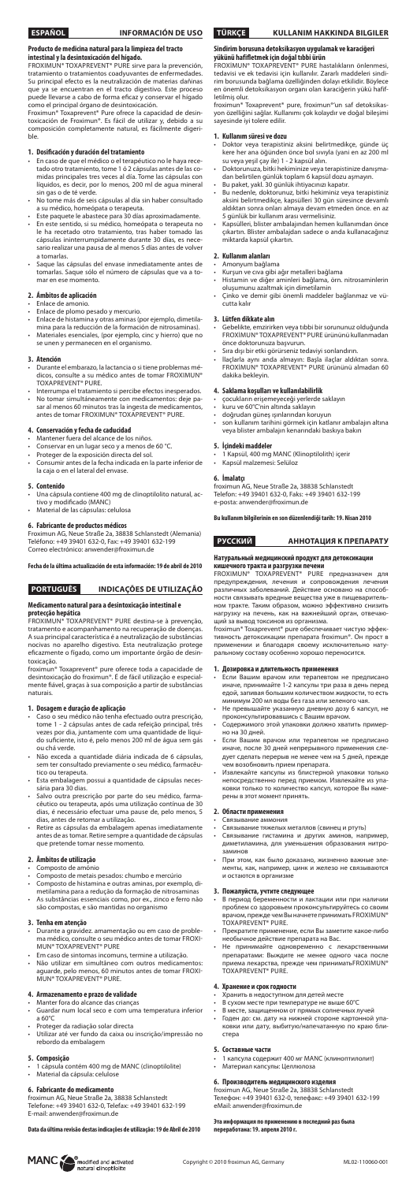## ESPAÑOL — INFORMACIÓN DE USO

**Producto de medicina natural para la limpieza del tracto intestinal y la desintoxicación del hígado.**

FROXIMUN® TOXAPREVENT® PURE sirve para la prevención, tratamiento o tratamientos coadyuvantes de enfermedades. Su principal efecto es la neutralización de materias dañinas que ya se encuentran en el tracto digestivo. Este proceso puede llevarse a cabo de forma eficaz y conservar el hígado como el principal órgano de desintoxicación.

Froximun® Toxaprevent® Pure ofrece la capacidad de desintoxicación de Froximun®. Es fácil de utilizar y, debido a su composición completamente natural, es fácilmente digerible.

**1. Dosificación y duración del tratamiento**

- En caso de que el médico o el terapéutico no le haya recetado otro tratamiento, tome 1 ó 2 cápsulas antes de las comidas principales tres veces al día. Tome las cápsulas con líquidos, es decir, por lo menos, 200 ml de agua mineral sin gas o de té verde.
- No tome más de seis cápsulas al día sin haber consultado a su médico, homeópata o terapeuta.
- Este paquete le abastece para 30 días aproximadamente.
- En este sentido, si su médico, homeópata o terapeuta no le ha recetado otro tratamiento, tras haber tomado las cápsulas ininterrumpidamente durante 30 días, es necesario realizar una pausa de al menos 5 días antes de volver a tomarlas.
- Saque las cápsulas del envase inmediatamente antes de tomarlas. Saque sólo el número de cápsulas que va a tomar en ese momento.

**2. Ámbitos de aplicación**

- Enlace de amonio.
- Enlace de plomo pesado y mercurio.
- Enlace de histamina y otras aminas (por ejemplo, dimetilamina para la reducción de la formación de nitrosaminas).
- Materiales esenciales, (por ejemplo, cinc y hierro) que no se unen y permanecen en el organismo.

**3. Atención**

- Durante el embarazo, la lactancia o si tiene problemas médicos, consulte a su médico antes de tomar FROXIMUN® TOXAPREVENT® PURE.
- Interrumpa el tratamiento si percibe efectos inesperados.
- No tomar simultáneamente con medicamentos: deje pasar al menos 60 minutos tras la ingesta de medicamentos, antes de tomar FROXIMUN® TOXAPREVENT® PURE.

**4. Conservación y fecha de caducidad**

- Mantener fuera del alcance de los niños.
- Conservar en un lugar seco y a menos de 60 °C.
- Proteger de la exposición directa del sol.
- Consumir antes de la fecha indicada en la parte inferior de la caja o en el lateral del envase.

**5. Contenido**

- Una cápsula contiene 400 mg de clinoptilolito natural, activo y modificado (MANC)
- Material de las cápsulas: celulosa

**6. Fabricante de productos médicos**

Froximun AG, Neue Straße 2a, 38838 Schlanstedt (Alemania)
Teléfono: +49 39401 632-0, Fax: +49 39401 632-199
Correo electrónico: anwender@froximun.de

**Fecha de la última actualización de esta información: 19 de abril de 2010**

## PORTUGUÊS — INDICAÇÕES DE UTILIZAÇÃO

**Medicamento natural para a desintoxicação intestinal e protecção hepática**

FROXIMUN® TOXAPREVENT® PURE destina-se à prevenção, tratamento e acompanhamento na recuperação de doenças. A sua principal característica é a neutralização de substâncias nocivas no aparelho digestivo. Esta neutralização protege eficazmente o fígado, como um importante órgão de desintoxicação.

froximun® Toxaprevent® pure oferece toda a capacidade de desintoxicação do froximun®. É fácil de utilizar e especialmente fiável, graças à sua composição a partir de substâncias naturais.

**1. Dosagem e duração de aplicação**

- Caso o seu médico não tenha efectuado outra prescrição, tome 1 - 2 cápsulas antes de cada refeição principal, três vezes por dia, juntamente com uma quantidade de líquido suficiente, isto é, pelo menos 200 ml de água sem gás ou chá verde.
- Não exceda a quantidade diária indicada de 6 cápsulas, sem ter consultado previamente o seu médico, farmacêutico ou terapeuta.
- Esta embalagem possui a quantidade de cápsulas necessária para 30 dias.
- Salvo outra prescrição por parte do seu médico, farmacêutico ou terapeuta, após uma utilização contínua de 30 dias, é necessário efectuar uma pausa de, pelo menos, 5 dias, antes de retomar a utilização.
- Retire as cápsulas da embalagem apenas imediatamente antes de as tomar. Retire sempre a quantidade de cápsulas que pretende tomar nesse momento.

**2. Âmbitos de utilização**

- Composto de amónio
- Composto de metais pesados: chumbo e mercúrio
- Composto de histamina e outras aminas, por exemplo, dimetilamina para a redução da formação de nitrosaminas
- As substâncias essenciais como, por ex., zinco e ferro não são compostas, e são mantidas no organismo

**3. Tenha em atenção**

- Durante a gravidez. amamentação ou em caso de problema médico, consulte o seu médico antes de tomar FROXIMUN® TOXAPREVENT® PURE
- Em caso de sintomas incomuns, termine a utilização.
- Não utilizar em simultâneo com outros medicamentos: aguarde, pelo menos, 60 minutos antes de tomar FROXIMUN® TOXAPREVENT® PURE.

**4. Armazenamento e prazo de validade**

- Manter fora do alcance das crianças
- Guardar num local seco e com uma temperatura inferior a 60°C
- Proteger da radiação solar directa
- Utilizar até ver fundo da caixa ou inscrição/impressão no rebordo da embalagem

**5. Composição**

- 1 cápsula contém 400 mg de MANC (clinoptilolite)
- Material da cápsula: celulose

**6. Fabricante do medicamento**

froximun AG, Neue Straße 2a, 38838 Schlanstedt
Telefone: +49 39401 632-0, Telefax: +49 39401 632-199
E-mail: anwender@froximun.de

**Data da última revisão destas indicações de utilização: 19 de Abril de 2010**

## TÜRKÇE — KULLANIM HAKKINDA BILGILER

**Sindirim borusuna detoksikasyon uygulamak ve karaciğeri yükünü hafifletmek için doğal tıbbi ürün**

FROXIMUN® TOXAPREVENT® PURE hastalıkların önlenmesi, tedavisi ve ek tedavisi için kullanılır. Zararlı maddeleri sindirim borusunda bağlama özelliğinden dolayı etkilidir. Böylece en önemli detoksikasyon organı olan karaciğerin yükü hafifletilmiş olur.

froximun® Toxaprevent® pure, froximun®'un saf detoksikasyon özelliğini sağlar. Kullanımı çok kolaydır ve doğal bileşimi sayesinde iyi tolere edilir.

**1. Kullanım süresi ve dozu**

- Doktor veya terapistiniz aksini belirtmedikçe, günde üç kere her ana öğünden önce bol sıvıyla (yani en az 200 ml su veya yeşil çay ile) 1 - 2 kapsül alın.
- Doktorunuza, bitki hekiminize veya terapistinize danışmadan belirtilen günlük toplam 6 kapsül dozu aşmayın.
- Bu paket, yakl. 30 günlük ihtiyacınızı kapatır.
- Bu nedenle, doktorunuz, bitki hekiminiz veya terapistiniz aksini belirtmedikçe, kapsülleri 30 gün süresince devamlı aldıktan sonra onları almaya devam etmeden önce. en az 5 günlük bir kullanım arası vermelisiniz.
- Kapsülleri, blister ambalajından hemen kullanımdan önce çıkartın. Blister ambalajdan sadece o anda kullanacağınız miktarda kapsül çıkartın.

**2. Kullanım alanları**

- Amonyum bağlama
- Kurşun ve civa gibi ağır metalleri bağlama
- Histamin ve diğer aminleri bağlama, örn. nitrosaminlerin oluşumunu azaltmak için dimetilamin
- Çinko ve demir gibi önemli maddeler bağlanmaz ve vücutta kalır

**3. Lütfen dikkate alın**

- Gebelikte, emzirirken veya tıbbi bir sorununuz olduğunda FROXIMUN® TOXAPREVENT® PURE ürününü kullanmadan önce doktorunuza başvurun.
- Sıra dışı bir etki görürseniz tedaviyi sonlandırın.
- İlaçlarla aynı anda almayın: Başla ilaçlar aldıktan sonra. FROXIMUN® TOXAPREVENT® PURE ürününü almadan 60 dakika bekleyin.

**4. Saklama koşulları ve kullanılabilirlik**

- çocukların erişemeyeceği yerlerde saklayın
- kuru ve 60°C'nin altında saklayın
- doğrudan güneş ışınlarından koruyun
- son kullanım tarihini görmek için katlanır ambalajın altına veya blister ambalajın kenarındaki baskıya bakın

**5. İçindeki maddeler**

- 1 Kapsül, 400 mg MANC (Klinoptilolith) içerir
- Kapsül malzemesi: Selüloz

**6. İmalatçı**

froximun AG, Neue Straße 2a, 38838 Schlanstedt
Telefon: +49 39401 632-0, Faks: +49 39401 632-199
e-posta: anwender@froximun.de

**Bu kullanım bilgilerinin en son düzenlendiği tarih: 19. Nisan 2010**

## РУССКИЙ — АННОТАЦИЯ К ПРЕПАРАТУ

**Натуральный медицинский продукт для детоксикации кишечного тракта и разгрузки печени**

FROXIMUN® TOXAPREVENT® PURE предназначен для предупреждения, лечения и сопровождения лечения различных заболеваний. Действие основано на способности связывать вредные вещества уже в пищеварительном тракте. Таким образом, можно эффективно снизить нагрузку на печень, как на важнейший орган, отвечающий за вывод токсинов из организма.

froximun® Toxaprevent® pure обеспечивает чистую эффективность детоксикации препарата froximun®. Он прост в применении и благодаря своему исключительно натуральному составу особенно хорошо переносится.

**1. Дозировка и длительность применения**

- Если Вашим врачом или терапевтом не предписано иначе, принимайте 1-2 капсулы три раза в день перед едой, запивая большим количеством жидкости, то есть минимум 200 мл воды без газа или зеленого чая.
- Не превышайте указанную дневную дозу 6 капсул, не проконсультировавшись с Вашим врачом.
- Содержимого этой упаковки должно хватить примерно на 30 дней.
- Если Вашим врачом или терапевтом не предписано иначе, после 30 дней непрерывного применения следует сделать перерыв не менее чем на 5 дней, прежде чем возобновить прием препарата.
- Извлекайте капсулы из блистерной упаковки только непосредственно перед приемом. Извлекайте из упаковки только то количество капсул, которое Вы намерены в этот момент принять.

**2. Области применения**

- Связывание аммония
- Связывание тяжелых металлов (свинец и ртуть)
- Связывание гистамина и других аминов, например, диметиламина, для уменьшения образования нитрозаминов
- При этом, как было доказано, жизненно важные элементы, как, например, цинк и железо не связываются и остаются в организме

**3. Пожалуйста, учтите следующее**

- В период беременности и лактации или при наличии проблем со здоровьем проконсультируйтесь со своим врачом, прежде чем Вы начнете принимать FROXIMUN® TOXAPREVENT® PURE.
- Прекратите применение, если Вы заметите какое-либо необычное действие препарата на Вас.
- Не принимайте одновременно с лекарственными препаратами: Выждите не менее одного часа после приема лекарства, прежде чем принимать FROXIMUN® TOXAPREVENT® PURE.

**4. Хранение и срок годности**

- Хранить в недоступном для детей месте
- В сухом месте при температуре не выше 60°C
- В месте, защищенном от прямых солнечных лучей
- Годен до: см. дату на нижней стороне картонной упаковки или дату, выбитую/напечатанную по краю блистера

**5. Составные части**

- 1 капсула содержит 400 мг MANC (клиноптилолит)
- Материал капсулы: Целлюлоза

**6. Производитель медицинского изделия**

froximun AG, Neue Straße 2a, 38838 Schlanstedt
Телефон: +49 39401 632-0, телефакс: +49 39401 632-199
eMail: anwender@froximun.de

**Эта информация по применению в последний раз была переработана: 19. апреля 2010 г.**

MANC® modified and activated natural clinoptilolite

Copyright © 2010 froximun AG, Germany

ML02-110060-001